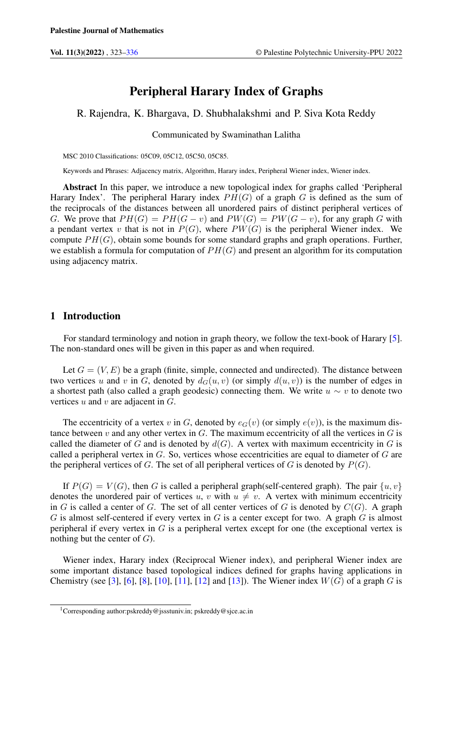# Peripheral Harary Index of Graphs

R. Rajendra, K. Bhargava, D. Shubhalakshmi and P. Siva Kota Reddy

Communicated by Swaminathan Lalitha

MSC 2010 Classifications: 05C09, 05C12, 05C50, 05C85.

Keywords and Phrases: Adjacency matrix, Algorithm, Harary index, Peripheral Wiener index, Wiener index.

**Abstract** In this paper, we introduce a new topological index for graphs called 'Peripheral Harary Index'. The peripheral Harary index $PH(G)$ of a graph $G$ is defined as the sum of the reciprocals of the distances between all unordered pairs of distinct peripheral vertices of $G$. We prove that $PH(G) = PH(G - v)$ and $PW(G) = PW(G - v)$, for any graph $G$ with a pendant vertex $v$ that is not in $P(G)$, where $PW(G)$ is the peripheral Wiener index. We compute $PH(G)$, obtain some bounds for some standard graphs and graph operations. Further, we establish a formula for computation of $PH(G)$ and present an algorithm for its computation using adjacency matrix.

## 1 Introduction

For standard terminology and notion in graph theory, we follow the text-book of Harary [5]. The non-standard ones will be given in this paper as and when required.

Let $G = (V, E)$ be a graph (finite, simple, connected and undirected). The distance between two vertices $u$ and $v$ in $G$, denoted by $d_G(u, v)$ (or simply $d(u, v)$) is the number of edges in a shortest path (also called a graph geodesic) connecting them. We write $u \sim v$ to denote two vertices $u$ and $v$ are adjacent in $G$.

The eccentricity of a vertex $v$ in $G$, denoted by $e_G(v)$ (or simply $e(v)$), is the maximum distance between $v$ and any other vertex in $G$. The maximum eccentricity of all the vertices in $G$ is called the diameter of $G$ and is denoted by $d(G)$. A vertex with maximum eccentricity in $G$ is called a peripheral vertex in $G$. So, vertices whose eccentricities are equal to diameter of $G$ are the peripheral vertices of $G$. The set of all peripheral vertices of $G$ is denoted by $P(G)$.

If $P(G) = V(G)$, then $G$ is called a peripheral graph(self-centered graph). The pair $\{u, v\}$ denotes the unordered pair of vertices $u$, $v$ with $u \neq v$. A vertex with minimum eccentricity in $G$ is called a center of $G$. The set of all center vertices of $G$ is denoted by $C(G)$. A graph $G$ is almost self-centered if every vertex in $G$ is a center except for two. A graph $G$ is almost peripheral if every vertex in $G$ is a peripheral vertex except for one (the exceptional vertex is nothing but the center of $G$).

Wiener index, Harary index (Reciprocal Wiener index), and peripheral Wiener index are some important distance based topological indices defined for graphs having applications in Chemistry (see [3], [6], [8], [10], [11], [12] and [13]). The Wiener index $W(G)$ of a graph $G$ is

[1]Corresponding author:pskreddy@jssstuniv.in; pskreddy@sjce.ac.in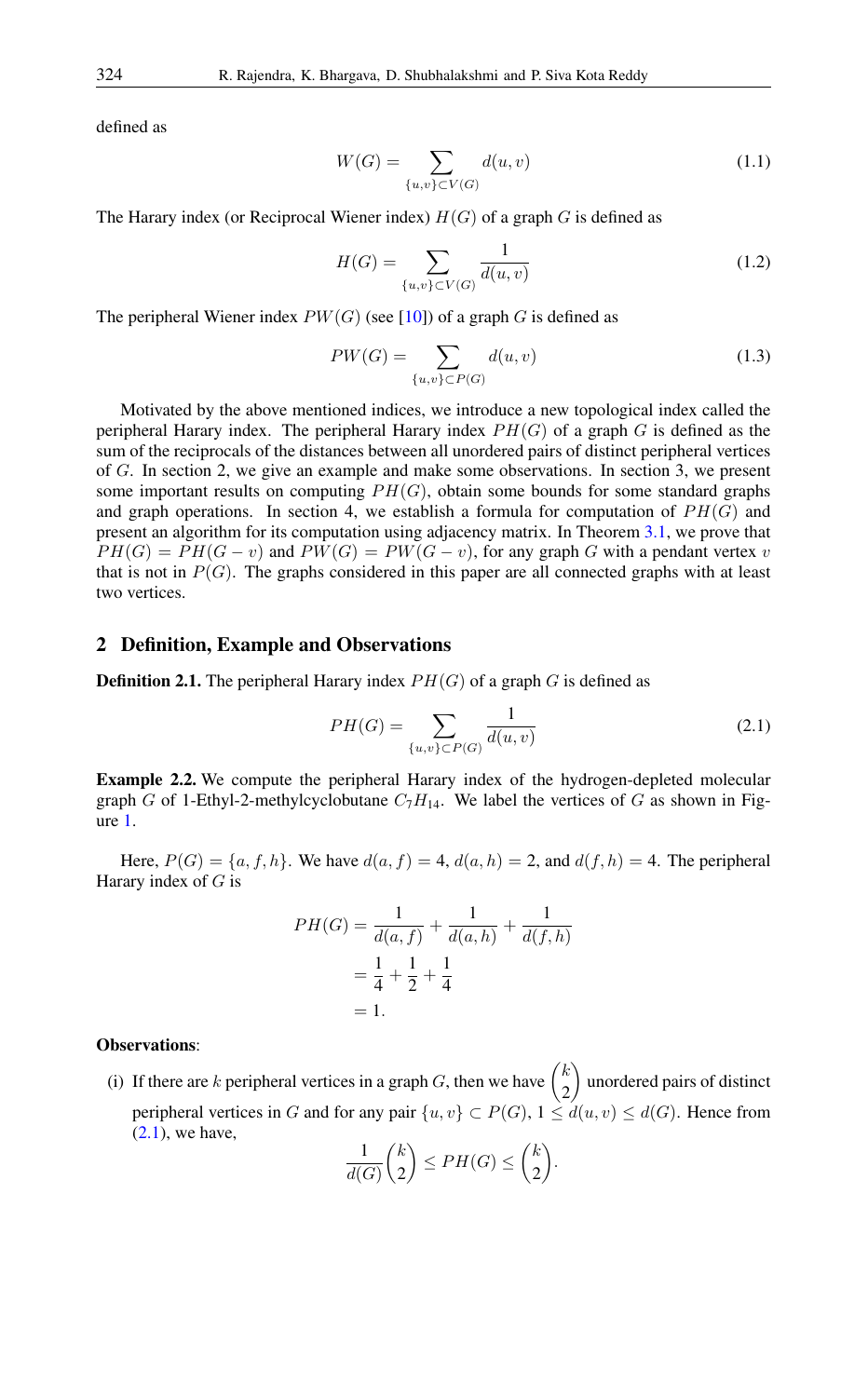defined as

$$W(G) = \sum_{\{u,v\} \subset V(G)} d(u,v) \tag{1.1}$$

The Harary index (or Reciprocal Wiener index) $H(G)$ of a graph $G$ is defined as

$$H(G) = \sum_{\{u,v\} \subset V(G)} \frac{1}{d(u,v)} \tag{1.2}$$

The peripheral Wiener index $PW(G)$ (see [10]) of a graph $G$ is defined as

$$PW(G) = \sum_{\{u,v\} \subset P(G)} d(u,v) \tag{1.3}$$

Motivated by the above mentioned indices, we introduce a new topological index called the peripheral Harary index. The peripheral Harary index $PH(G)$ of a graph $G$ is defined as the sum of the reciprocals of the distances between all unordered pairs of distinct peripheral vertices of $G$. In section 2, we give an example and make some observations. In section 3, we present some important results on computing $PH(G)$, obtain some bounds for some standard graphs and graph operations. In section 4, we establish a formula for computation of $PH(G)$ and present an algorithm for its computation using adjacency matrix. In Theorem 3.1, we prove that $PH(G) = PH(G - v)$ and $PW(G) = PW(G - v)$, for any graph $G$ with a pendant vertex $v$ that is not in $P(G)$. The graphs considered in this paper are all connected graphs with at least two vertices.

## 2 Definition, Example and Observations

**Definition 2.1.** The peripheral Harary index $PH(G)$ of a graph $G$ is defined as

$$PH(G) = \sum_{\{u,v\} \subset P(G)} \frac{1}{d(u,v)} \tag{2.1}$$

**Example 2.2.** We compute the peripheral Harary index of the hydrogen-depleted molecular graph $G$ of 1-Ethyl-2-methylcyclobutane $C_7H_{14}$. We label the vertices of $G$ as shown in Figure 1.

Here, $P(G) = \{a, f, h\}$. We have $d(a, f) = 4$, $d(a, h) = 2$, and $d(f, h) = 4$. The peripheral Harary index of $G$ is

$$\begin{aligned} PH(G) &= \frac{1}{d(a,f)} + \frac{1}{d(a,h)} + \frac{1}{d(f,h)} \\ &= \frac{1}{4} + \frac{1}{2} + \frac{1}{4} \\ &= 1. \end{aligned}$$

**Observations**:

(i) If there are $k$ peripheral vertices in a graph $G$, then we have $\binom{k}{2}$ unordered pairs of distinct peripheral vertices in $G$ and for any pair $\{u, v\} \subset P(G)$, $1 \le d(u, v) \le d(G)$. Hence from (2.1), we have,

$$\frac{1}{d(G)} \binom{k}{2} \le PH(G) \le \binom{k}{2}.$$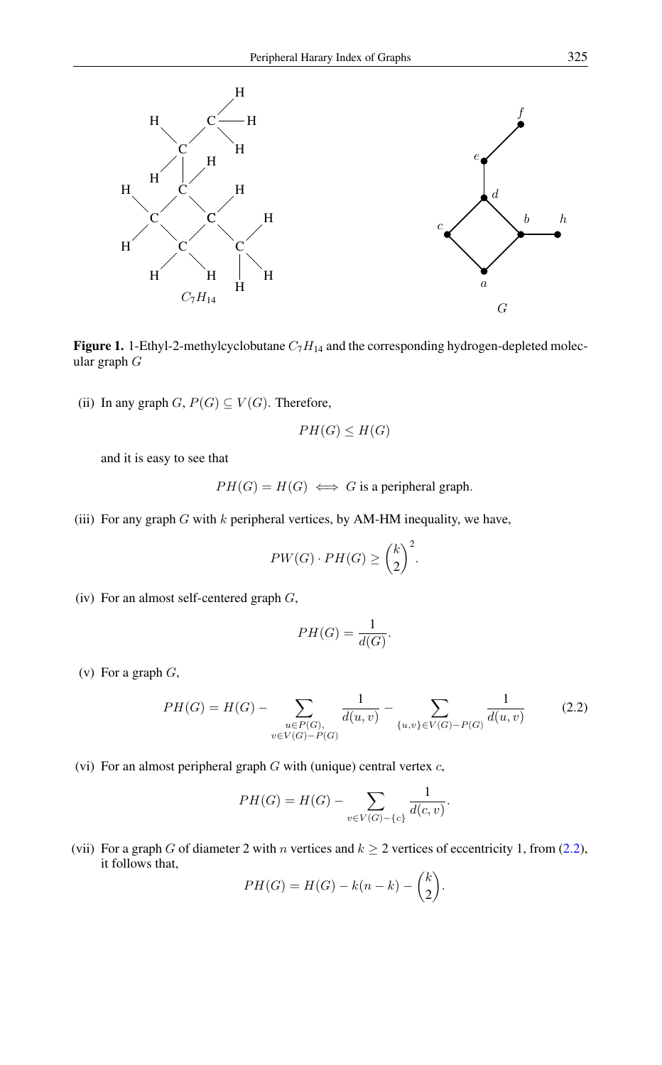**Figure 1.** 1-Ethyl-2-methylcyclobutane $C_7H_{14}$ and the corresponding hydrogen-depleted molecular graph $G$

(ii) In any graph $G$, $P(G) \subseteq V(G)$. Therefore,

$$PH(G) \leq H(G)$$

and it is easy to see that

$$PH(G) = H(G) \iff G \text{ is a peripheral graph.}$$

(iii) For any graph $G$ with $k$ peripheral vertices, by AM-HM inequality, we have,

$$PW(G) \cdot PH(G) \geq \binom{k}{2}^2.$$

(iv) For an almost self-centered graph $G$,

$$PH(G) = \frac{1}{d(G)}.$$

(v) For a graph $G$,

$$PH(G) = H(G) - \sum_{\substack{u \in P(G), \\ v \in V(G)-P(G)}} \frac{1}{d(u,v)} - \sum_{\{u,v\} \in V(G)-P(G)} \frac{1}{d(u,v)} \tag{2.2}$$

(vi) For an almost peripheral graph $G$ with (unique) central vertex $c$,

$$PH(G) = H(G) - \sum_{v \in V(G)-\{c\}} \frac{1}{d(c,v)}.$$

(vii) For a graph $G$ of diameter 2 with $n$ vertices and $k \geq 2$ vertices of eccentricity 1, from (2.2), it follows that,

$$PH(G) = H(G) - k(n-k) - \binom{k}{2}.$$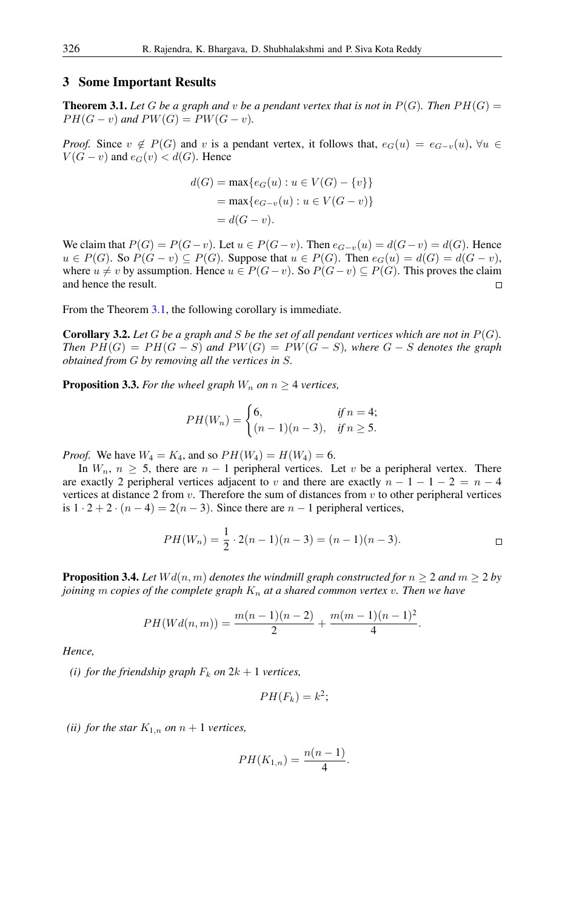## 3 Some Important Results

**Theorem 3.1.** *Let $G$ be a graph and $v$ be a pendant vertex that is not in $P(G)$. Then $PH(G) = PH(G-v)$ and $PW(G) = PW(G-v)$.*

*Proof.* Since $v \notin P(G)$ and $v$ is a pendant vertex, it follows that, $e_G(u) = e_{G-v}(u)$, $\forall u \in V(G-v)$ and $e_G(v) < d(G)$. Hence

$$\begin{aligned} d(G) &= \max\{e_G(u) : u \in V(G) - \{v\}\} \\ &= \max\{e_{G-v}(u) : u \in V(G-v)\} \\ &= d(G-v). \end{aligned}$$

We claim that $P(G) = P(G-v)$. Let $u \in P(G-v)$. Then $e_{G-v}(u) = d(G-v) = d(G)$. Hence $u \in P(G)$. So $P(G-v) \subseteq P(G)$. Suppose that $u \in P(G)$. Then $e_G(u) = d(G) = d(G-v)$, where $u \neq v$ by assumption. Hence $u \in P(G-v)$. So $P(G-v) \subseteq P(G)$. This proves the claim and hence the result. □

From the Theorem 3.1, the following corollary is immediate.

**Corollary 3.2.** *Let $G$ be a graph and $S$ be the set of all pendant vertices which are not in $P(G)$. Then $PH(G) = PH(G-S)$ and $PW(G) = PW(G-S)$, where $G-S$ denotes the graph obtained from $G$ by removing all the vertices in $S$.*

**Proposition 3.3.** *For the wheel graph $W_n$ on $n \geq 4$ vertices,*

$$PH(W_n) = \begin{cases} 6, & \text{if } n = 4; \\ (n-1)(n-3), & \text{if } n \geq 5. \end{cases}$$

*Proof.* We have $W_4 = K_4$, and so $PH(W_4) = H(W_4) = 6$.

In $W_n$, $n \geq 5$, there are $n-1$ peripheral vertices. Let $v$ be a peripheral vertex. There are exactly 2 peripheral vertices adjacent to $v$ and there are exactly $n-1-1-2 = n-4$ vertices at distance 2 from $v$. Therefore the sum of distances from $v$ to other peripheral vertices is $1 \cdot 2 + 2 \cdot (n-4) = 2(n-3)$. Since there are $n-1$ peripheral vertices,

$$PH(W_n) = \frac{1}{2} \cdot 2(n-1)(n-3) = (n-1)(n-3).$$

□

**Proposition 3.4.** *Let $Wd(n,m)$ denotes the windmill graph constructed for $n \geq 2$ and $m \geq 2$ by joining $m$ copies of the complete graph $K_n$ at a shared common vertex $v$. Then we have*

$$PH(Wd(n,m)) = \frac{m(n-1)(n-2)}{2} + \frac{m(m-1)(n-1)^2}{4}.$$

*Hence,*

*(i) for the friendship graph $F_k$ on $2k+1$ vertices,*

$$PH(F_k) = k^2;$$

*(ii) for the star $K_{1,n}$ on $n+1$ vertices,*

$$PH(K_{1,n}) = \frac{n(n-1)}{4}.$$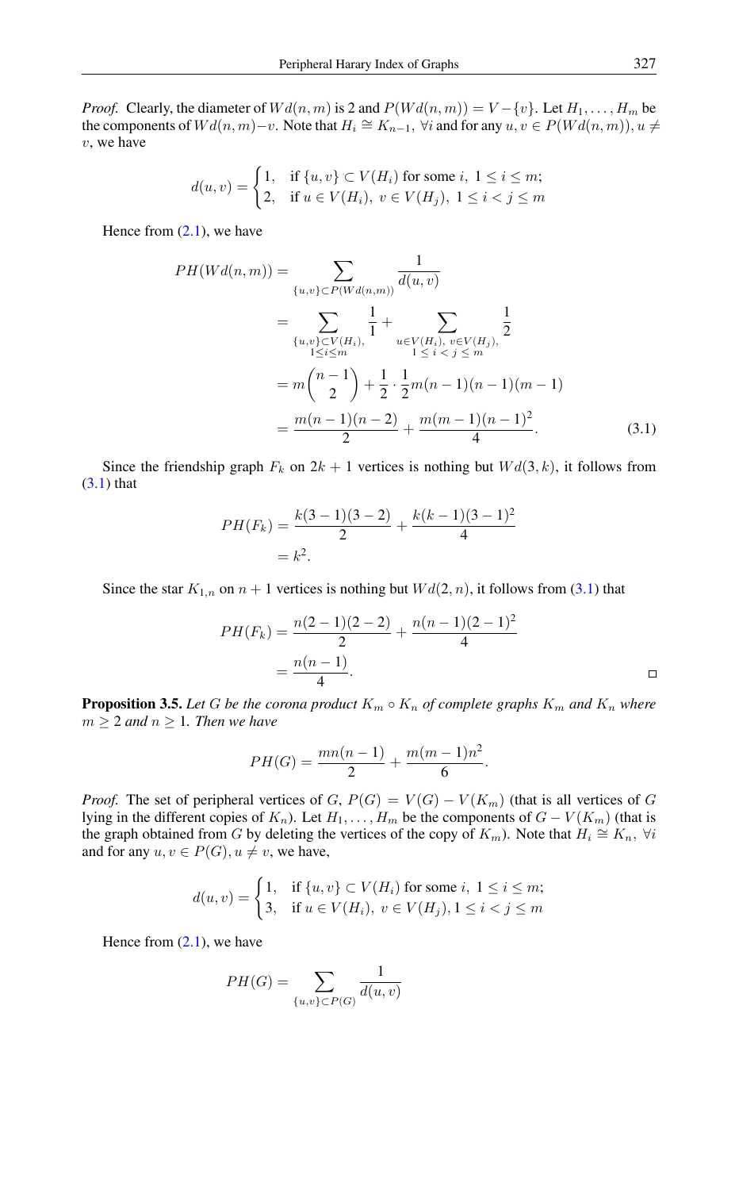*Proof.* Clearly, the diameter of $Wd(n,m)$ is 2 and $P(Wd(n,m)) = V - \{v\}$. Let $H_1, \ldots, H_m$ be the components of $Wd(n,m) - v$. Note that $H_i \cong K_{n-1}$, $\forall i$ and for any $u, v \in P(Wd(n,m)), u \neq v$, we have

$$d(u,v) = \begin{cases} 1, & \text{if } \{u,v\} \subset V(H_i) \text{ for some } i,\ 1 \leq i \leq m; \\ 2, & \text{if } u \in V(H_i),\ v \in V(H_j),\ 1 \leq i < j \leq m \end{cases}$$

Hence from (2.1), we have

$$\begin{aligned}
PH(Wd(n,m)) &= \sum_{\{u,v\} \subset P(Wd(n,m))} \frac{1}{d(u,v)} \\
&= \sum_{\substack{\{u,v\} \subset V(H_i), \\ 1 \leq i \leq m}} \frac{1}{1} + \sum_{\substack{u \in V(H_i),\ v \in V(H_j), \\ 1 \leq i < j \leq m}} \frac{1}{2} \\
&= m\binom{n-1}{2} + \frac{1}{2} \cdot \frac{1}{2} m(n-1)(n-1)(m-1) \\
&= \frac{m(n-1)(n-2)}{2} + \frac{m(m-1)(n-1)^2}{4}. \qquad (3.1)
\end{aligned}$$

Since the friendship graph $F_k$ on $2k+1$ vertices is nothing but $Wd(3,k)$, it follows from (3.1) that

$$\begin{aligned}
PH(F_k) &= \frac{k(3-1)(3-2)}{2} + \frac{k(k-1)(3-1)^2}{4} \\
&= k^2.
\end{aligned}$$

Since the star $K_{1,n}$ on $n+1$ vertices is nothing but $Wd(2,n)$, it follows from (3.1) that

$$\begin{aligned}
PH(F_k) &= \frac{n(2-1)(2-2)}{2} + \frac{n(n-1)(2-1)^2}{4} \\
&= \frac{n(n-1)}{4}.
\end{aligned}$$

□

**Proposition 3.5.** *Let $G$ be the corona product $K_m \circ K_n$ of complete graphs $K_m$ and $K_n$ where $m \geq 2$ and $n \geq 1$. Then we have*

$$PH(G) = \frac{mn(n-1)}{2} + \frac{m(m-1)n^2}{6}.$$

*Proof.* The set of peripheral vertices of $G$, $P(G) = V(G) - V(K_m)$ (that is all vertices of $G$ lying in the different copies of $K_n$). Let $H_1, \ldots, H_m$ be the components of $G - V(K_m)$ (that is the graph obtained from $G$ by deleting the vertices of the copy of $K_m$). Note that $H_i \cong K_n$, $\forall i$ and for any $u, v \in P(G), u \neq v$, we have,

$$d(u,v) = \begin{cases} 1, & \text{if } \{u,v\} \subset V(H_i) \text{ for some } i,\ 1 \leq i \leq m; \\ 3, & \text{if } u \in V(H_i),\ v \in V(H_j), 1 \leq i < j \leq m \end{cases}$$

Hence from (2.1), we have

$$PH(G) = \sum_{\{u,v\} \subset P(G)} \frac{1}{d(u,v)}$$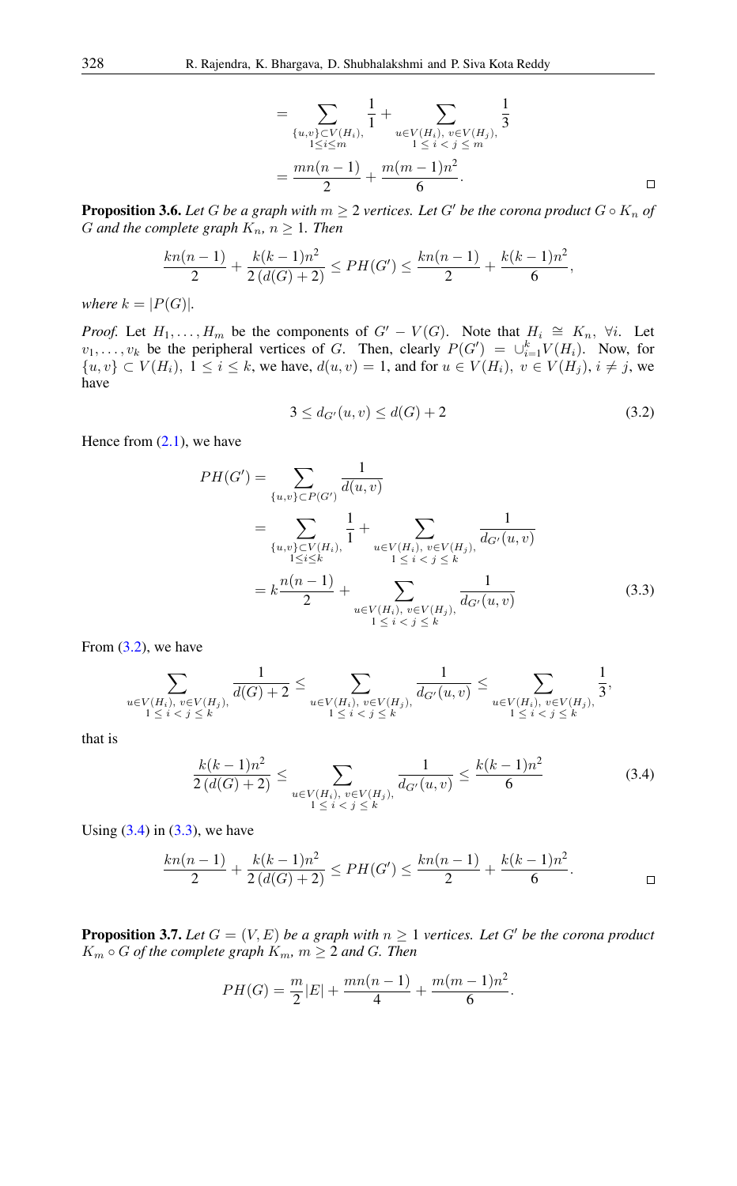$$= \sum_{\substack{\{u,v\}\subset V(H_i),\\ 1\le i\le m}} \frac{1}{1} + \sum_{\substack{u\in V(H_i),\ v\in V(H_j),\\ 1\le i<j\le m}} \frac{1}{3}$$

$$= \frac{mn(n-1)}{2} + \frac{m(m-1)n^2}{6}.$$

□

**Proposition 3.6.** *Let $G$ be a graph with $m \ge 2$ vertices. Let $G'$ be the corona product $G \circ K_n$ of $G$ and the complete graph $K_n$, $n \ge 1$. Then*

$$\frac{kn(n-1)}{2} + \frac{k(k-1)n^2}{2\left(d(G)+2\right)} \le PH(G') \le \frac{kn(n-1)}{2} + \frac{k(k-1)n^2}{6},$$

*where $k = |P(G)|$.*

*Proof.* Let $H_1, \dots, H_m$ be the components of $G' - V(G)$. Note that $H_i \cong K_n$, $\forall i$. Let $v_1, \dots, v_k$ be the peripheral vertices of $G$. Then, clearly $P(G') = \cup_{i=1}^{k} V(H_i)$. Now, for $\{u,v\} \subset V(H_i)$, $1 \le i \le k$, we have, $d(u,v) = 1$, and for $u \in V(H_i)$, $v \in V(H_j)$, $i \ne j$, we have

$$3 \le d_{G'}(u,v) \le d(G) + 2 \tag{3.2}$$

Hence from (2.1), we have

$$\begin{aligned}
PH(G') &= \sum_{\{u,v\}\subset P(G')} \frac{1}{d(u,v)} \\
&= \sum_{\substack{\{u,v\}\subset V(H_i),\\ 1\le i\le k}} \frac{1}{1} + \sum_{\substack{u\in V(H_i),\ v\in V(H_j),\\ 1\le i<j\le k}} \frac{1}{d_{G'}(u,v)} \\
&= k\frac{n(n-1)}{2} + \sum_{\substack{u\in V(H_i),\ v\in V(H_j),\\ 1\le i<j\le k}} \frac{1}{d_{G'}(u,v)}
\end{aligned} \tag{3.3}$$

From (3.2), we have

$$\sum_{\substack{u\in V(H_i),\ v\in V(H_j),\\ 1\le i<j\le k}} \frac{1}{d(G)+2} \le \sum_{\substack{u\in V(H_i),\ v\in V(H_j),\\ 1\le i<j\le k}} \frac{1}{d_{G'}(u,v)} \le \sum_{\substack{u\in V(H_i),\ v\in V(H_j),\\ 1\le i<j\le k}} \frac{1}{3},$$

that is

$$\frac{k(k-1)n^2}{2\left(d(G)+2\right)} \le \sum_{\substack{u\in V(H_i),\ v\in V(H_j),\\ 1\le i<j\le k}} \frac{1}{d_{G'}(u,v)} \le \frac{k(k-1)n^2}{6} \tag{3.4}$$

Using (3.4) in (3.3), we have

$$\frac{kn(n-1)}{2} + \frac{k(k-1)n^2}{2\left(d(G)+2\right)} \le PH(G') \le \frac{kn(n-1)}{2} + \frac{k(k-1)n^2}{6}.$$

□

**Proposition 3.7.** *Let $G = (V, E)$ be a graph with $n \ge 1$ vertices. Let $G'$ be the corona product $K_m \circ G$ of the complete graph $K_m$, $m \ge 2$ and $G$. Then*

$$PH(G) = \frac{m}{2}|E| + \frac{mn(n-1)}{4} + \frac{m(m-1)n^2}{6}.$$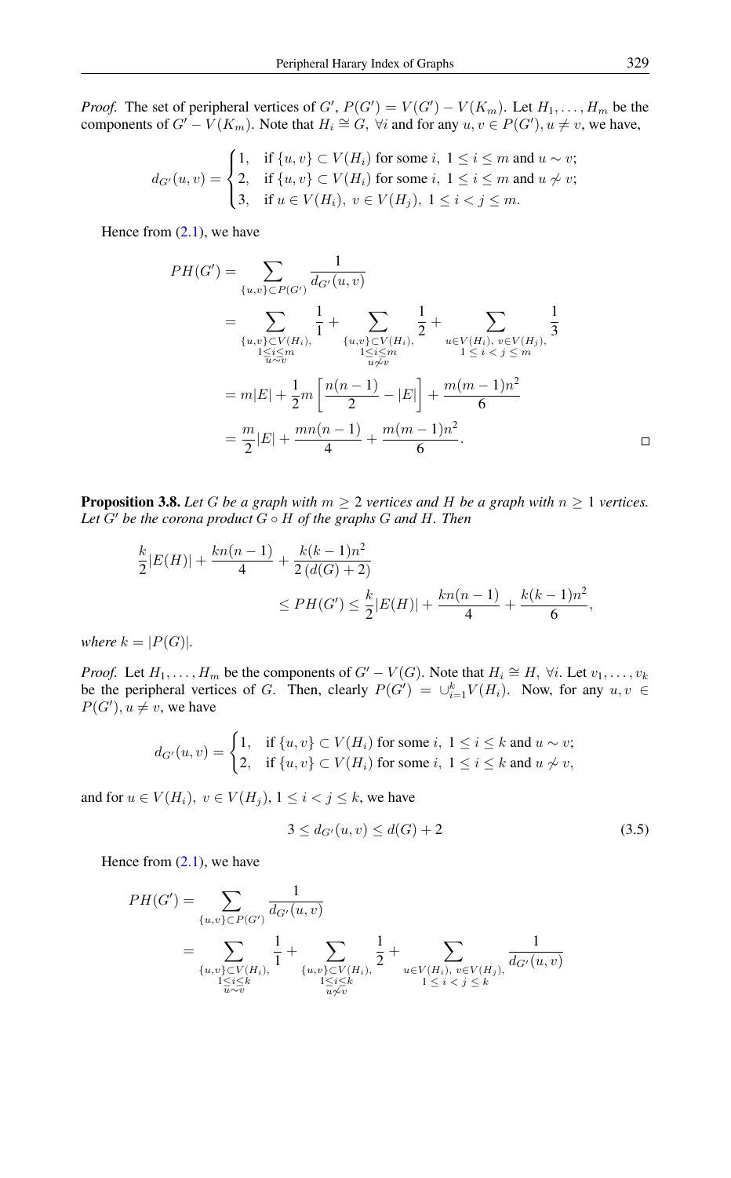*Proof.* The set of peripheral vertices of $G'$, $P(G') = V(G') - V(K_m)$. Let $H_1, \ldots, H_m$ be the components of $G' - V(K_m)$. Note that $H_i \cong G$, $\forall i$ and for any $u, v \in P(G'), u \neq v$, we have,

$$d_{G'}(u,v) = \begin{cases} 1, & \text{if } \{u,v\} \subset V(H_i) \text{ for some } i,\ 1 \leq i \leq m \text{ and } u \sim v; \\ 2, & \text{if } \{u,v\} \subset V(H_i) \text{ for some } i,\ 1 \leq i \leq m \text{ and } u \nsim v; \\ 3, & \text{if } u \in V(H_i),\ v \in V(H_j),\ 1 \leq i < j \leq m. \end{cases}$$

Hence from (2.1), we have

$$\begin{aligned} PH(G') &= \sum_{\{u,v\} \subset P(G')} \frac{1}{d_{G'}(u,v)} \\ &= \sum_{\substack{\{u,v\} \subset V(H_i), \\ 1 \leq i \leq m \\ u \sim v}} \frac{1}{1} + \sum_{\substack{\{u,v\} \subset V(H_i), \\ 1 \leq i \leq m \\ u \nsim v}} \frac{1}{2} + \sum_{\substack{u \in V(H_i),\ v \in V(H_j), \\ 1 \leq i < j \leq m}} \frac{1}{3} \\ &= m|E| + \frac{1}{2} m \left[ \frac{n(n-1)}{2} - |E| \right] + \frac{m(m-1)n^2}{6} \\ &= \frac{m}{2}|E| + \frac{mn(n-1)}{4} + \frac{m(m-1)n^2}{6}. \end{aligned}$$

□

**Proposition 3.8.** *Let $G$ be a graph with $m \geq 2$ vertices and $H$ be a graph with $n \geq 1$ vertices. Let $G'$ be the corona product $G \circ H$ of the graphs $G$ and $H$. Then*

$$\frac{k}{2}|E(H)| + \frac{kn(n-1)}{4} + \frac{k(k-1)n^2}{2\,(d(G)+2)} \leq PH(G') \leq \frac{k}{2}|E(H)| + \frac{kn(n-1)}{4} + \frac{k(k-1)n^2}{6},$$

*where $k = |P(G)|$.*

*Proof.* Let $H_1, \ldots, H_m$ be the components of $G' - V(G)$. Note that $H_i \cong H$, $\forall i$. Let $v_1, \ldots, v_k$ be the peripheral vertices of $G$. Then, clearly $P(G') = \cup_{i=1}^{k} V(H_i)$. Now, for any $u, v \in P(G'), u \neq v$, we have

$$d_{G'}(u,v) = \begin{cases} 1, & \text{if } \{u,v\} \subset V(H_i) \text{ for some } i,\ 1 \leq i \leq k \text{ and } u \sim v; \\ 2, & \text{if } \{u,v\} \subset V(H_i) \text{ for some } i,\ 1 \leq i \leq k \text{ and } u \nsim v, \end{cases}$$

and for $u \in V(H_i),\ v \in V(H_j),\ 1 \leq i < j \leq k$, we have

$$3 \leq d_{G'}(u,v) \leq d(G) + 2 \tag{3.5}$$

Hence from (2.1), we have

$$\begin{aligned} PH(G') &= \sum_{\{u,v\} \subset P(G')} \frac{1}{d_{G'}(u,v)} \\ &= \sum_{\substack{\{u,v\} \subset V(H_i), \\ 1 \leq i \leq k \\ u \sim v}} \frac{1}{1} + \sum_{\substack{\{u,v\} \subset V(H_i), \\ 1 \leq i \leq k \\ u \nsim v}} \frac{1}{2} + \sum_{\substack{u \in V(H_i),\ v \in V(H_j), \\ 1 \leq i < j \leq k}} \frac{1}{d_{G'}(u,v)} \end{aligned}$$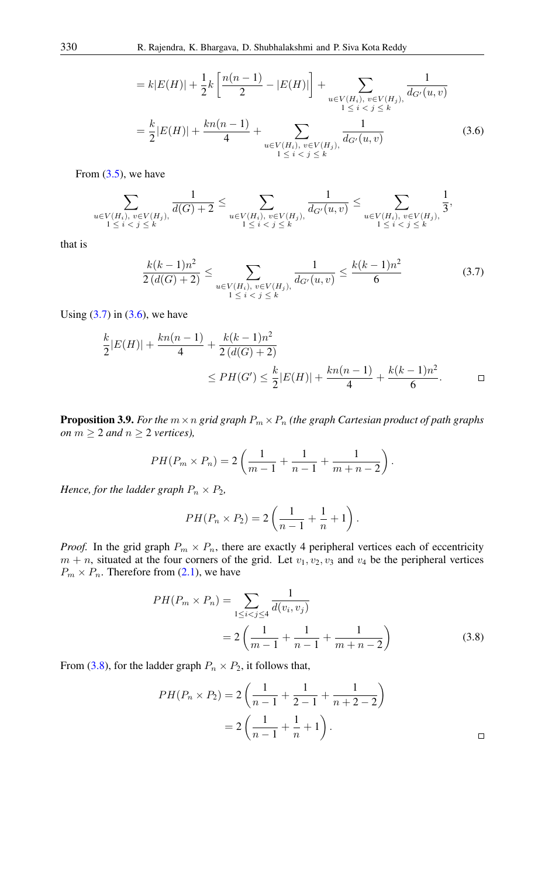$$= k|E(H)| + \frac{1}{2}k\left[\frac{n(n-1)}{2} - |E(H)|\right] + \sum_{\substack{u \in V(H_i),\ v \in V(H_j),\\ 1 \leq i < j \leq k}} \frac{1}{d_{G'}(u,v)}$$

$$= \frac{k}{2}|E(H)| + \frac{kn(n-1)}{4} + \sum_{\substack{u \in V(H_i),\ v \in V(H_j),\\ 1 \leq i < j \leq k}} \frac{1}{d_{G'}(u,v)} \tag{3.6}$$

From (3.5), we have

$$\sum_{\substack{u \in V(H_i),\ v \in V(H_j),\\ 1 \leq i < j \leq k}} \frac{1}{d(G)+2} \leq \sum_{\substack{u \in V(H_i),\ v \in V(H_j),\\ 1 \leq i < j \leq k}} \frac{1}{d_{G'}(u,v)} \leq \sum_{\substack{u \in V(H_i),\ v \in V(H_j),\\ 1 \leq i < j \leq k}} \frac{1}{3},$$

that is

$$\frac{k(k-1)n^2}{2\,(d(G)+2)} \leq \sum_{\substack{u \in V(H_i),\ v \in V(H_j),\\ 1 \leq i < j \leq k}} \frac{1}{d_{G'}(u,v)} \leq \frac{k(k-1)n^2}{6} \tag{3.7}$$

Using (3.7) in (3.6), we have

$$\frac{k}{2}|E(H)| + \frac{kn(n-1)}{4} + \frac{k(k-1)n^2}{2\,(d(G)+2)} \leq PH(G') \leq \frac{k}{2}|E(H)| + \frac{kn(n-1)}{4} + \frac{k(k-1)n^2}{6}.$$

□

**Proposition 3.9.** *For the $m \times n$ grid graph $P_m \times P_n$ (the graph Cartesian product of path graphs on $m \geq 2$ and $n \geq 2$ vertices),*

$$PH(P_m \times P_n) = 2\left(\frac{1}{m-1} + \frac{1}{n-1} + \frac{1}{m+n-2}\right).$$

*Hence, for the ladder graph $P_n \times P_2$,*

$$PH(P_n \times P_2) = 2\left(\frac{1}{n-1} + \frac{1}{n} + 1\right).$$

*Proof.* In the grid graph $P_m \times P_n$, there are exactly 4 peripheral vertices each of eccentricity $m+n$, situated at the four corners of the grid. Let $v_1, v_2, v_3$ and $v_4$ be the peripheral vertices $P_m \times P_n$. Therefore from (2.1), we have

$$PH(P_m \times P_n) = \sum_{1 \leq i < j \leq 4} \frac{1}{d(v_i, v_j)}$$

$$= 2\left(\frac{1}{m-1} + \frac{1}{n-1} + \frac{1}{m+n-2}\right) \tag{3.8}$$

From (3.8), for the ladder graph $P_n \times P_2$, it follows that,

$$PH(P_n \times P_2) = 2\left(\frac{1}{n-1} + \frac{1}{2-1} + \frac{1}{n+2-2}\right)$$

$$= 2\left(\frac{1}{n-1} + \frac{1}{n} + 1\right).$$

□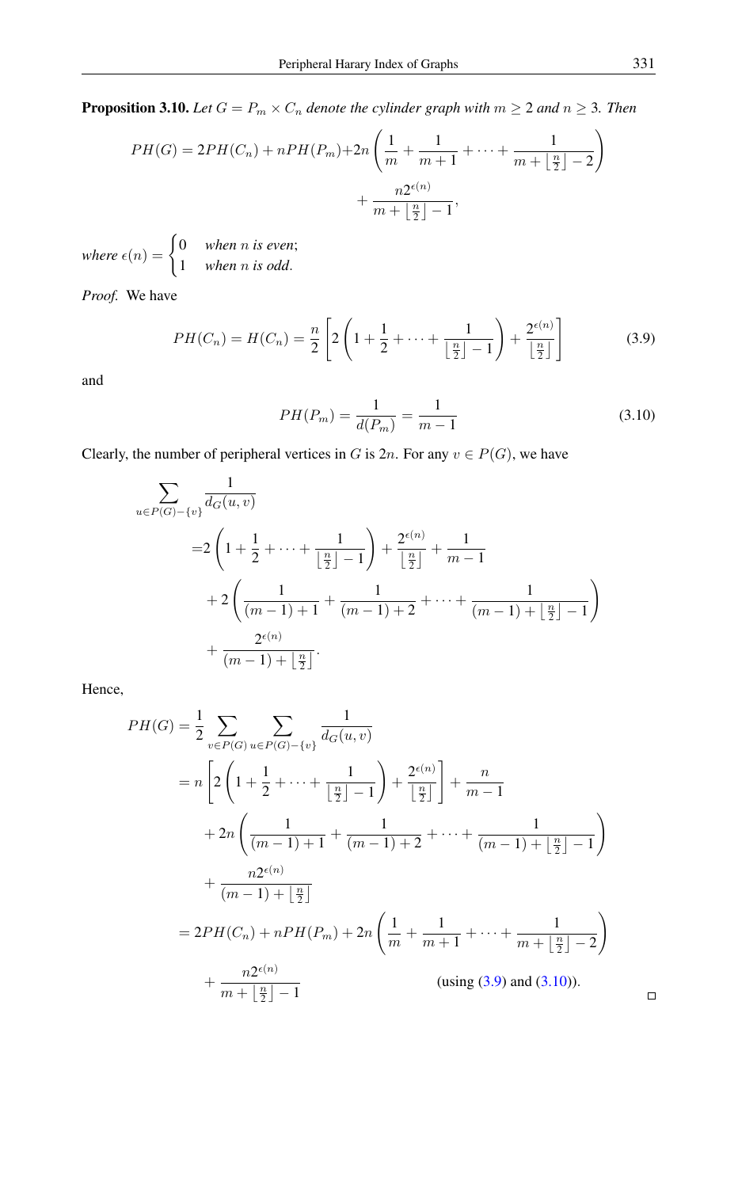**Proposition 3.10.** *Let $G = P_m \times C_n$ denote the cylinder graph with $m \geq 2$ and $n \geq 3$. Then*

$$PH(G) = 2PH(C_n) + nPH(P_m) + 2n\left(\frac{1}{m} + \frac{1}{m+1} + \cdots + \frac{1}{m + \lfloor \frac{n}{2} \rfloor - 2}\right) + \frac{n2^{\epsilon(n)}}{m + \lfloor \frac{n}{2} \rfloor - 1},$$

*where* $\epsilon(n) = \begin{cases} 0 & \text{when } n \text{ is even;} \\ 1 & \text{when } n \text{ is odd.} \end{cases}$

*Proof.* We have

$$PH(C_n) = H(C_n) = \frac{n}{2}\left[2\left(1 + \frac{1}{2} + \cdots + \frac{1}{\lfloor \frac{n}{2} \rfloor - 1}\right) + \frac{2^{\epsilon(n)}}{\lfloor \frac{n}{2} \rfloor}\right] \tag{3.9}$$

and

$$PH(P_m) = \frac{1}{d(P_m)} = \frac{1}{m-1} \tag{3.10}$$

Clearly, the number of peripheral vertices in $G$ is $2n$. For any $v \in P(G)$, we have

$$\begin{aligned}
&\sum_{u \in P(G) - \{v\}} \frac{1}{d_G(u,v)} \\
&= 2\left(1 + \frac{1}{2} + \cdots + \frac{1}{\lfloor \frac{n}{2} \rfloor - 1}\right) + \frac{2^{\epsilon(n)}}{\lfloor \frac{n}{2} \rfloor} + \frac{1}{m-1} \\
&\quad + 2\left(\frac{1}{(m-1)+1} + \frac{1}{(m-1)+2} + \cdots + \frac{1}{(m-1) + \lfloor \frac{n}{2} \rfloor - 1}\right) \\
&\quad + \frac{2^{\epsilon(n)}}{(m-1) + \lfloor \frac{n}{2} \rfloor}.
\end{aligned}$$

Hence,

$$\begin{aligned}
PH(G) &= \frac{1}{2}\sum_{v \in P(G)} \sum_{u \in P(G) - \{v\}} \frac{1}{d_G(u,v)} \\
&= n\left[2\left(1 + \frac{1}{2} + \cdots + \frac{1}{\lfloor \frac{n}{2} \rfloor - 1}\right) + \frac{2^{\epsilon(n)}}{\lfloor \frac{n}{2} \rfloor}\right] + \frac{n}{m-1} \\
&\quad + 2n\left(\frac{1}{(m-1)+1} + \frac{1}{(m-1)+2} + \cdots + \frac{1}{(m-1) + \lfloor \frac{n}{2} \rfloor - 1}\right) \\
&\quad + \frac{n2^{\epsilon(n)}}{(m-1) + \lfloor \frac{n}{2} \rfloor} \\
&= 2PH(C_n) + nPH(P_m) + 2n\left(\frac{1}{m} + \frac{1}{m+1} + \cdots + \frac{1}{m + \lfloor \frac{n}{2} \rfloor - 2}\right) \\
&\quad + \frac{n2^{\epsilon(n)}}{m + \lfloor \frac{n}{2} \rfloor - 1} \qquad \text{(using (3.9) and (3.10)).}
\end{aligned}$$

□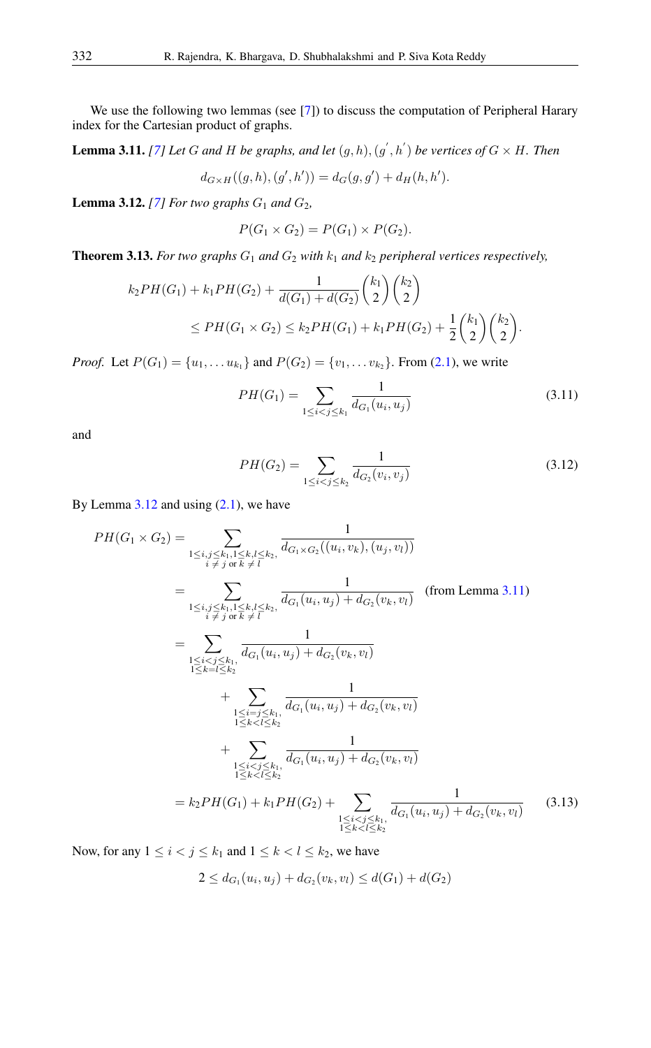We use the following two lemmas (see [7]) to discuss the computation of Peripheral Harary index for the Cartesian product of graphs.

**Lemma 3.11.** *[7] Let $G$ and $H$ be graphs, and let $(g,h),(g^{'},h^{'})$ be vertices of $G \times H$. Then*

$$d_{G\times H}((g,h),(g',h')) = d_G(g,g') + d_H(h,h').$$

**Lemma 3.12.** *[7] For two graphs $G_1$ and $G_2$,*

$$P(G_1 \times G_2) = P(G_1) \times P(G_2).$$

**Theorem 3.13.** *For two graphs $G_1$ and $G_2$ with $k_1$ and $k_2$ peripheral vertices respectively,*

$$k_2 PH(G_1) + k_1 PH(G_2) + \frac{1}{d(G_1)+d(G_2)}\binom{k_1}{2}\binom{k_2}{2} \leq PH(G_1 \times G_2) \leq k_2 PH(G_1) + k_1 PH(G_2) + \frac{1}{2}\binom{k_1}{2}\binom{k_2}{2}.$$

*Proof.* Let $P(G_1) = \{u_1, \dots u_{k_1}\}$ and $P(G_2) = \{v_1, \dots v_{k_2}\}$. From (2.1), we write

$$PH(G_1) = \sum_{1\leq i<j\leq k_1} \frac{1}{d_{G_1}(u_i,u_j)} \tag{3.11}$$

and

$$PH(G_2) = \sum_{1\leq i<j\leq k_2} \frac{1}{d_{G_2}(v_i,v_j)} \tag{3.12}$$

By Lemma 3.12 and using (2.1), we have

$$\begin{aligned}
PH(G_1 \times G_2) &= \sum_{\substack{1\leq i,j\leq k_1, 1\leq k,l\leq k_2,\\ i\neq j \text{ or } k\neq l}} \frac{1}{d_{G_1\times G_2}((u_i,v_k),(u_j,v_l))} \\
&= \sum_{\substack{1\leq i,j\leq k_1, 1\leq k,l\leq k_2,\\ i\neq j \text{ or } k\neq l}} \frac{1}{d_{G_1}(u_i,u_j)+d_{G_2}(v_k,v_l)} \quad \text{(from Lemma 3.11)} \\
&= \sum_{\substack{1\leq i<j\leq k_1,\\ 1\leq k=l\leq k_2}} \frac{1}{d_{G_1}(u_i,u_j)+d_{G_2}(v_k,v_l)} \\
&\qquad + \sum_{\substack{1\leq i=j\leq k_1,\\ 1\leq k<l\leq k_2}} \frac{1}{d_{G_1}(u_i,u_j)+d_{G_2}(v_k,v_l)} \\
&\qquad + \sum_{\substack{1\leq i<j\leq k_1,\\ 1\leq k<l\leq k_2}} \frac{1}{d_{G_1}(u_i,u_j)+d_{G_2}(v_k,v_l)} \\
&= k_2 PH(G_1) + k_1 PH(G_2) + \sum_{\substack{1\leq i<j\leq k_1,\\ 1\leq k<l\leq k_2}} \frac{1}{d_{G_1}(u_i,u_j)+d_{G_2}(v_k,v_l)}
\end{aligned} \tag{3.13}$$

Now, for any $1 \leq i < j \leq k_1$ and $1 \leq k < l \leq k_2$, we have

$$2 \leq d_{G_1}(u_i,u_j) + d_{G_2}(v_k,v_l) \leq d(G_1) + d(G_2)$$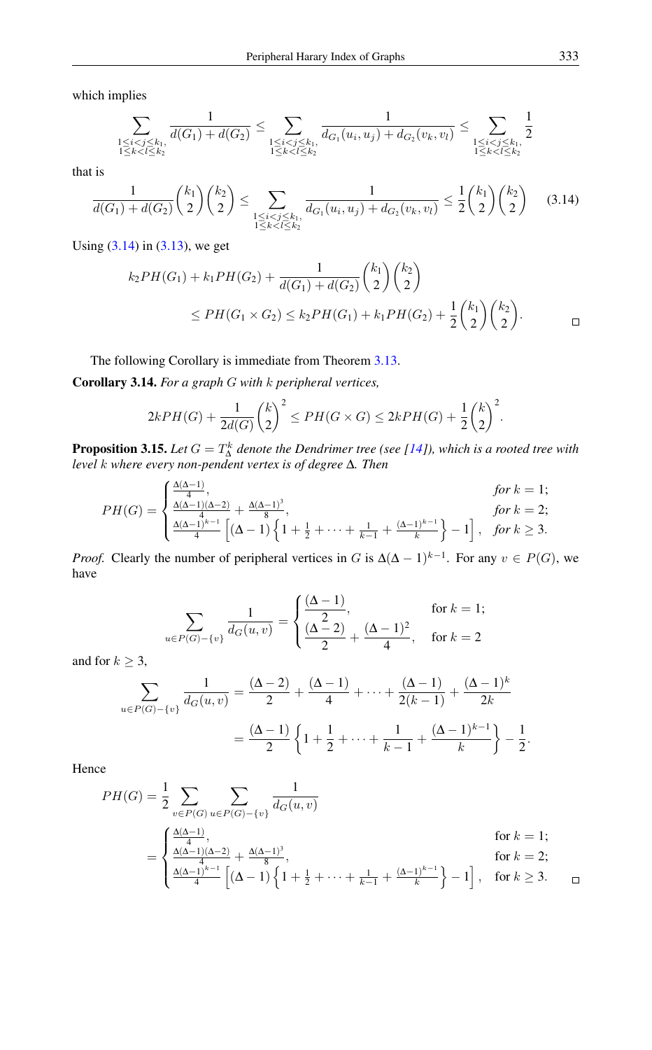which implies

$$\sum_{\substack{1\le i<j\le k_1,\\ 1\le k<l\le k_2}} \frac{1}{d(G_1)+d(G_2)} \le \sum_{\substack{1\le i<j\le k_1,\\ 1\le k<l\le k_2}} \frac{1}{d_{G_1}(u_i,u_j)+d_{G_2}(v_k,v_l)} \le \sum_{\substack{1\le i<j\le k_1,\\ 1\le k<l\le k_2}} \frac{1}{2}$$

that is

$$\frac{1}{d(G_1)+d(G_2)}\binom{k_1}{2}\binom{k_2}{2} \le \sum_{\substack{1\le i<j\le k_1,\\ 1\le k<l\le k_2}} \frac{1}{d_{G_1}(u_i,u_j)+d_{G_2}(v_k,v_l)} \le \frac{1}{2}\binom{k_1}{2}\binom{k_2}{2} \tag{3.14}$$

Using (3.14) in (3.13), we get

$$\begin{aligned} k_2PH(G_1)+k_1PH(G_2)+\frac{1}{d(G_1)+d(G_2)}\binom{k_1}{2}\binom{k_2}{2} \\ \le PH(G_1\times G_2) \le k_2PH(G_1)+k_1PH(G_2)+\frac{1}{2}\binom{k_1}{2}\binom{k_2}{2}. \end{aligned}$$

□

The following Corollary is immediate from Theorem 3.13.

**Corollary 3.14.** *For a graph $G$ with $k$ peripheral vertices,*

$$2kPH(G)+\frac{1}{2d(G)}\binom{k}{2}^2 \le PH(G\times G) \le 2kPH(G)+\frac{1}{2}\binom{k}{2}^2.$$

**Proposition 3.15.** *Let $G=T_\Delta^k$ denote the Dendrimer tree (see [14]), which is a rooted tree with level $k$ where every non-pendent vertex is of degree $\Delta$. Then*

$$PH(G)=\begin{cases} \frac{\Delta(\Delta-1)}{4}, & \text{for } k=1;\\ \frac{\Delta(\Delta-1)(\Delta-2)}{4}+\frac{\Delta(\Delta-1)^3}{8}, & \text{for } k=2;\\ \frac{\Delta(\Delta-1)^{k-1}}{4}\left[(\Delta-1)\left\{1+\frac{1}{2}+\cdots+\frac{1}{k-1}+\frac{(\Delta-1)^{k-1}}{k}\right\}-1\right], & \text{for } k\ge 3. \end{cases}$$

*Proof.* Clearly the number of peripheral vertices in $G$ is $\Delta(\Delta-1)^{k-1}$. For any $v\in P(G)$, we have

$$\sum_{u\in P(G)-\{v\}} \frac{1}{d_G(u,v)} = \begin{cases} \dfrac{(\Delta-1)}{2}, & \text{for } k=1;\\ \dfrac{(\Delta-2)}{2}+\dfrac{(\Delta-1)^2}{4}, & \text{for } k=2 \end{cases}$$

and for $k\ge 3$,

$$\begin{aligned} \sum_{u\in P(G)-\{v\}} \frac{1}{d_G(u,v)} &= \frac{(\Delta-2)}{2}+\frac{(\Delta-1)}{4}+\cdots+\frac{(\Delta-1)}{2(k-1)}+\frac{(\Delta-1)^k}{2k}\\ &= \frac{(\Delta-1)}{2}\left\{1+\frac{1}{2}+\cdots+\frac{1}{k-1}+\frac{(\Delta-1)^{k-1}}{k}\right\}-\frac{1}{2}. \end{aligned}$$

Hence

$$\begin{aligned} PH(G) &= \frac{1}{2}\sum_{v\in P(G)}\sum_{u\in P(G)-\{v\}}\frac{1}{d_G(u,v)}\\ &= \begin{cases} \frac{\Delta(\Delta-1)}{4}, & \text{for } k=1;\\ \frac{\Delta(\Delta-1)(\Delta-2)}{4}+\frac{\Delta(\Delta-1)^3}{8}, & \text{for } k=2;\\ \frac{\Delta(\Delta-1)^{k-1}}{4}\left[(\Delta-1)\left\{1+\frac{1}{2}+\cdots+\frac{1}{k-1}+\frac{(\Delta-1)^{k-1}}{k}\right\}-1\right], & \text{for } k\ge 3. \end{cases} \end{aligned}$$

□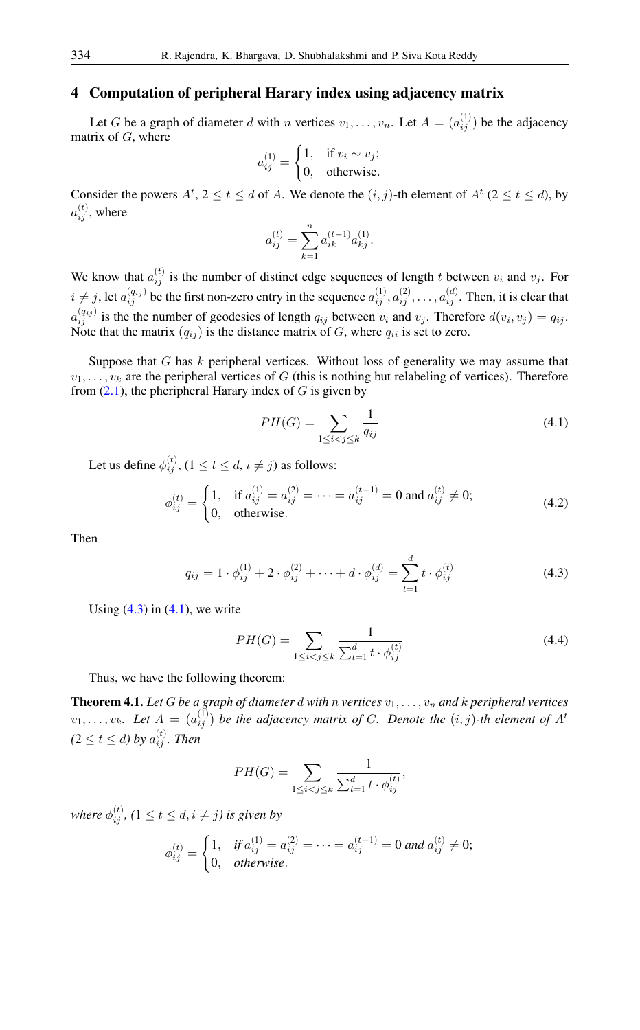## 4 Computation of peripheral Harary index using adjacency matrix

Let $G$ be a graph of diameter $d$ with $n$ vertices $v_1, \ldots, v_n$. Let $A = (a_{ij}^{(1)})$ be the adjacency matrix of $G$, where

$$a_{ij}^{(1)} = \begin{cases} 1, & \text{if } v_i \sim v_j; \\ 0, & \text{otherwise.} \end{cases}$$

Consider the powers $A^t$, $2 \le t \le d$ of $A$. We denote the $(i,j)$-th element of $A^t$ $(2 \le t \le d)$, by $a_{ij}^{(t)}$, where

$$a_{ij}^{(t)} = \sum_{k=1}^{n} a_{ik}^{(t-1)} a_{kj}^{(1)}.$$

We know that $a_{ij}^{(t)}$ is the number of distinct edge sequences of length $t$ between $v_i$ and $v_j$. For $i \ne j$, let $a_{ij}^{(q_{ij})}$ be the first non-zero entry in the sequence $a_{ij}^{(1)}, a_{ij}^{(2)}, \ldots, a_{ij}^{(d)}$. Then, it is clear that $a_{ij}^{(q_{ij})}$ is the the number of geodesics of length $q_{ij}$ between $v_i$ and $v_j$. Therefore $d(v_i, v_j) = q_{ij}$. Note that the matrix $(q_{ij})$ is the distance matrix of $G$, where $q_{ii}$ is set to zero.

Suppose that $G$ has $k$ peripheral vertices. Without loss of generality we may assume that $v_1, \ldots, v_k$ are the peripheral vertices of $G$ (this is nothing but relabeling of vertices). Therefore from (2.1), the pheripheral Harary index of $G$ is given by

$$PH(G) = \sum_{1 \le i < j \le k} \frac{1}{q_{ij}} \tag{4.1}$$

Let us define $\phi_{ij}^{(t)}$, $(1 \le t \le d, i \ne j)$ as follows:

$$\phi_{ij}^{(t)} = \begin{cases} 1, & \text{if } a_{ij}^{(1)} = a_{ij}^{(2)} = \cdots = a_{ij}^{(t-1)} = 0 \text{ and } a_{ij}^{(t)} \ne 0; \\ 0, & \text{otherwise.} \end{cases} \tag{4.2}$$

Then

$$q_{ij} = 1 \cdot \phi_{ij}^{(1)} + 2 \cdot \phi_{ij}^{(2)} + \cdots + d \cdot \phi_{ij}^{(d)} = \sum_{t=1}^{d} t \cdot \phi_{ij}^{(t)} \tag{4.3}$$

Using (4.3) in (4.1), we write

$$PH(G) = \sum_{1 \le i < j \le k} \frac{1}{\sum_{t=1}^{d} t \cdot \phi_{ij}^{(t)}} \tag{4.4}$$

Thus, we have the following theorem:

**Theorem 4.1.** *Let $G$ be a graph of diameter $d$ with $n$ vertices $v_1, \ldots, v_n$ and $k$ peripheral vertices $v_1, \ldots, v_k$. Let $A = (a_{ij}^{(1)})$ be the adjacency matrix of $G$. Denote the $(i,j)$-th element of $A^t$ $(2 \le t \le d)$ by $a_{ij}^{(t)}$. Then*

$$PH(G) = \sum_{1 \le i < j \le k} \frac{1}{\sum_{t=1}^{d} t \cdot \phi_{ij}^{(t)}},$$

*where $\phi_{ij}^{(t)}$, $(1 \le t \le d, i \ne j)$ is given by*

$$\phi_{ij}^{(t)} = \begin{cases} 1, & \text{if } a_{ij}^{(1)} = a_{ij}^{(2)} = \cdots = a_{ij}^{(t-1)} = 0 \text{ and } a_{ij}^{(t)} \ne 0; \\ 0, & \text{otherwise.} \end{cases}$$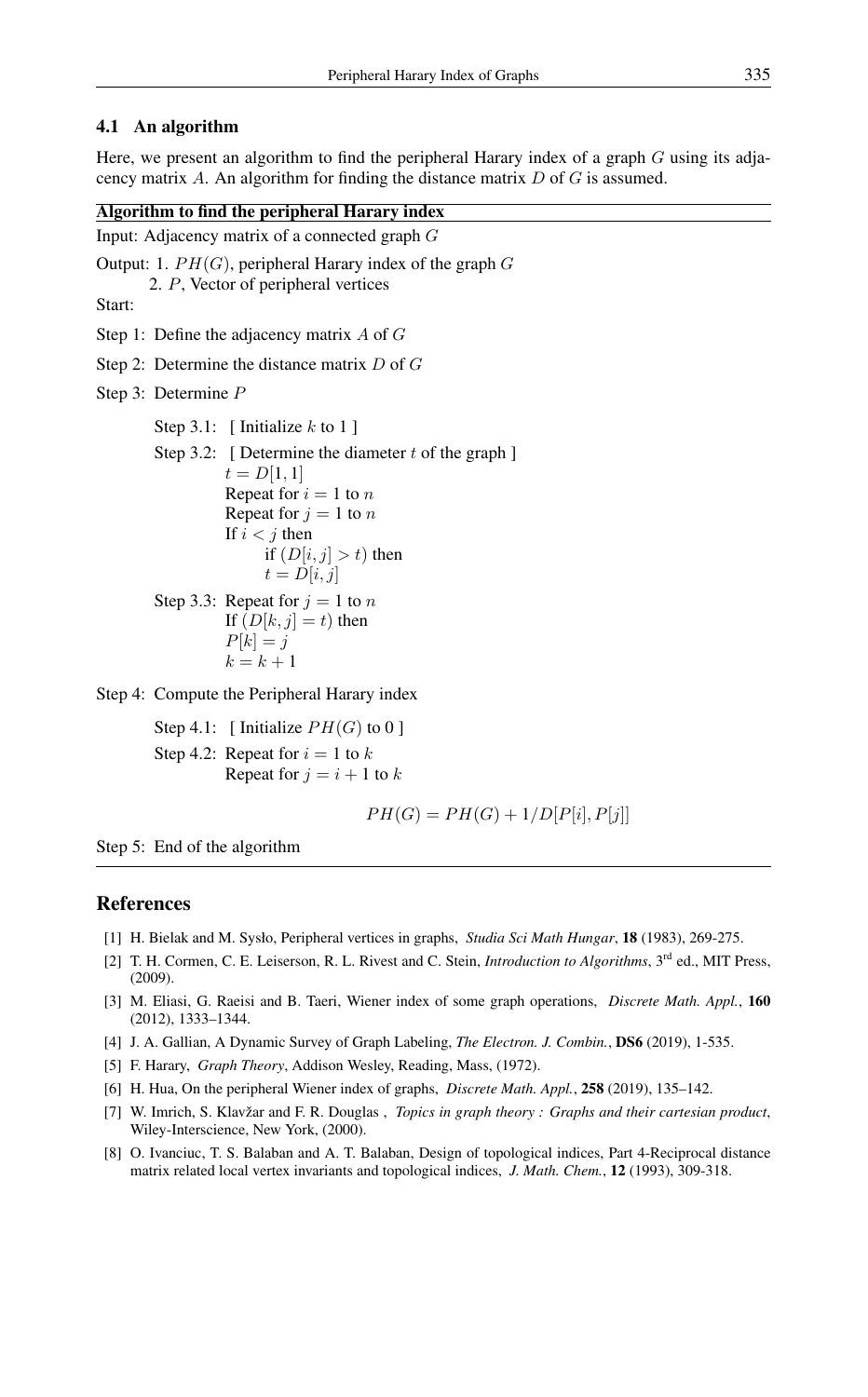### 4.1 An algorithm

Here, we present an algorithm to find the peripheral Harary index of a graph $G$ using its adjacency matrix $A$. An algorithm for finding the distance matrix $D$ of $G$ is assumed.

**Algorithm to find the peripheral Harary index**

Input: Adjacency matrix of a connected graph $G$

Output: 1. $PH(G)$, peripheral Harary index of the graph $G$

2. $P$, Vector of peripheral vertices

Start:

Step 1: Define the adjacency matrix $A$ of $G$

Step 2: Determine the distance matrix $D$ of $G$

Step 3: Determine $P$

Step 3.1: [ Initialize $k$ to 1 ]

Step 3.2: [ Determine the diameter $t$ of the graph ]
$t = D[1, 1]$
Repeat for $i = 1$ to $n$
Repeat for $j = 1$ to $n$
If $i < j$ then
if $(D[i, j] > t)$ then
$t = D[i, j]$

Step 3.3: Repeat for $j = 1$ to $n$
If $(D[k, j] = t)$ then
$P[k] = j$
$k = k + 1$

Step 4: Compute the Peripheral Harary index

Step 4.1: [ Initialize $PH(G)$ to 0 ]

Step 4.2: Repeat for $i = 1$ to $k$
Repeat for $j = i + 1$ to $k$

$$PH(G) = PH(G) + 1/D[P[i], P[j]]$$

Step 5: End of the algorithm

## References

[1] H. Bielak and M. Sysło, Peripheral vertices in graphs, *Studia Sci Math Hungar*, **18** (1983), 269-275.

[2] T. H. Cormen, C. E. Leiserson, R. L. Rivest and C. Stein, *Introduction to Algorithms*, 3rd ed., MIT Press, (2009).

[3] M. Eliasi, G. Raeisi and B. Taeri, Wiener index of some graph operations, *Discrete Math. Appl.*, **160** (2012), 1333–1344.

[4] J. A. Gallian, A Dynamic Survey of Graph Labeling, *The Electron. J. Combin.*, **DS6** (2019), 1-535.

[5] F. Harary, *Graph Theory*, Addison Wesley, Reading, Mass, (1972).

[6] H. Hua, On the peripheral Wiener index of graphs, *Discrete Math. Appl.*, **258** (2019), 135–142.

[7] W. Imrich, S. Klavžar and F. R. Douglas , *Topics in graph theory : Graphs and their cartesian product*, Wiley-Interscience, New York, (2000).

[8] O. Ivanciuc, T. S. Balaban and A. T. Balaban, Design of topological indices, Part 4-Reciprocal distance matrix related local vertex invariants and topological indices, *J. Math. Chem.*, **12** (1993), 309-318.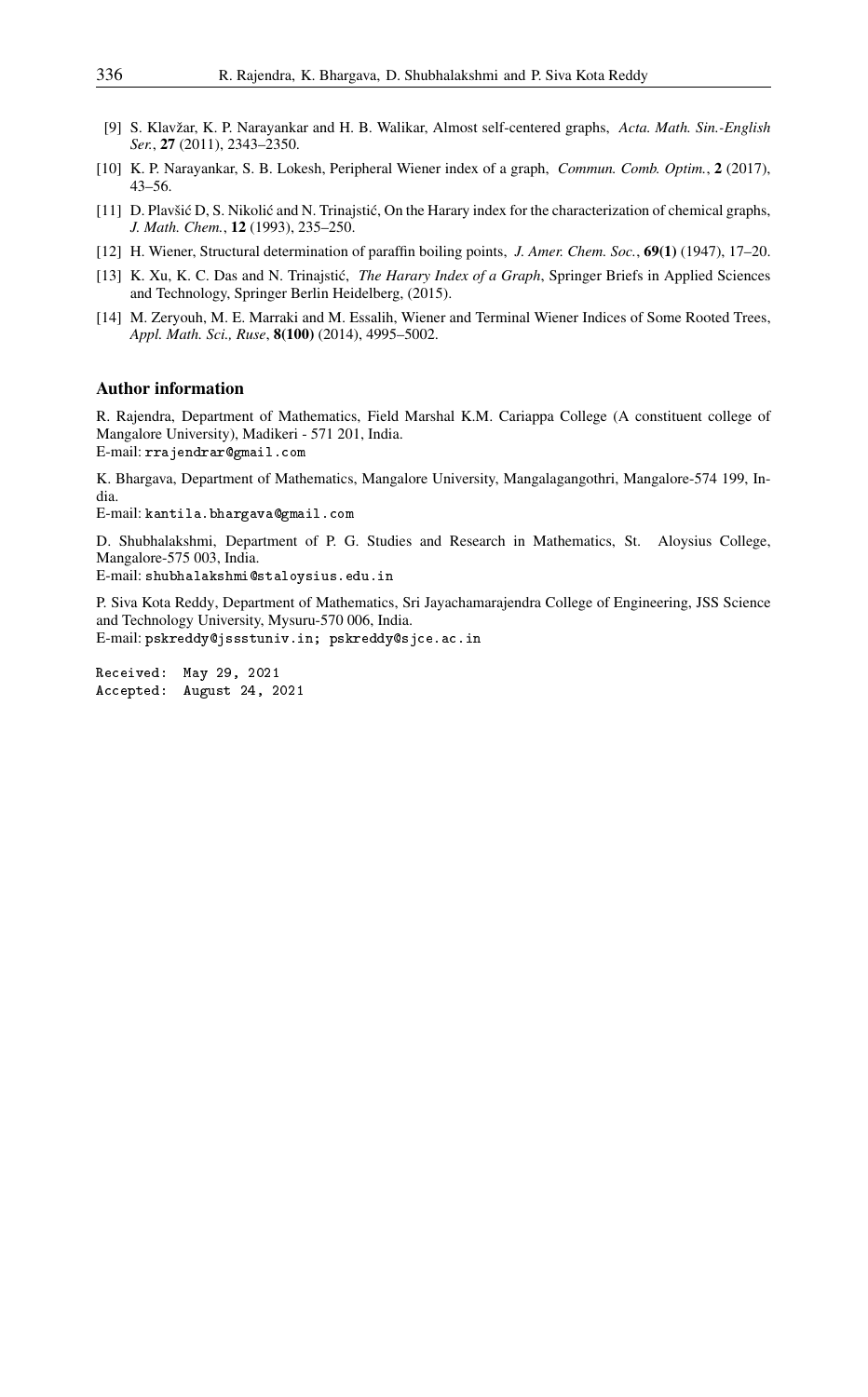[9] S. Klavžar, K. P. Narayankar and H. B. Walikar, Almost self-centered graphs, *Acta. Math. Sin.-English Ser.*, **27** (2011), 2343–2350.

[10] K. P. Narayankar, S. B. Lokesh, Peripheral Wiener index of a graph, *Commun. Comb. Optim.*, **2** (2017), 43–56.

[11] D. Plavšić D, S. Nikolić and N. Trinajstić, On the Harary index for the characterization of chemical graphs, *J. Math. Chem.*, **12** (1993), 235–250.

[12] H. Wiener, Structural determination of paraffin boiling points, *J. Amer. Chem. Soc.*, **69(1)** (1947), 17–20.

[13] K. Xu, K. C. Das and N. Trinajstić, *The Harary Index of a Graph*, Springer Briefs in Applied Sciences and Technology, Springer Berlin Heidelberg, (2015).

[14] M. Zeryouh, M. E. Marraki and M. Essalih, Wiener and Terminal Wiener Indices of Some Rooted Trees, *Appl. Math. Sci., Ruse*, **8(100)** (2014), 4995–5002.

### Author information

R. Rajendra, Department of Mathematics, Field Marshal K.M. Cariappa College (A constituent college of Mangalore University), Madikeri - 571 201, India.
E-mail: rrajendrar@gmail.com

K. Bhargava, Department of Mathematics, Mangalore University, Mangalagangothri, Mangalore-574 199, India.
E-mail: kantila.bhargava@gmail.com

D. Shubhalakshmi, Department of P. G. Studies and Research in Mathematics, St. Aloysius College, Mangalore-575 003, India.
E-mail: shubhalakshmi@staloysius.edu.in

P. Siva Kota Reddy, Department of Mathematics, Sri Jayachamarajendra College of Engineering, JSS Science and Technology University, Mysuru-570 006, India.
E-mail: pskreddy@jssstuniv.in; pskreddy@sjce.ac.in

Received: May 29, 2021
Accepted: August 24, 2021